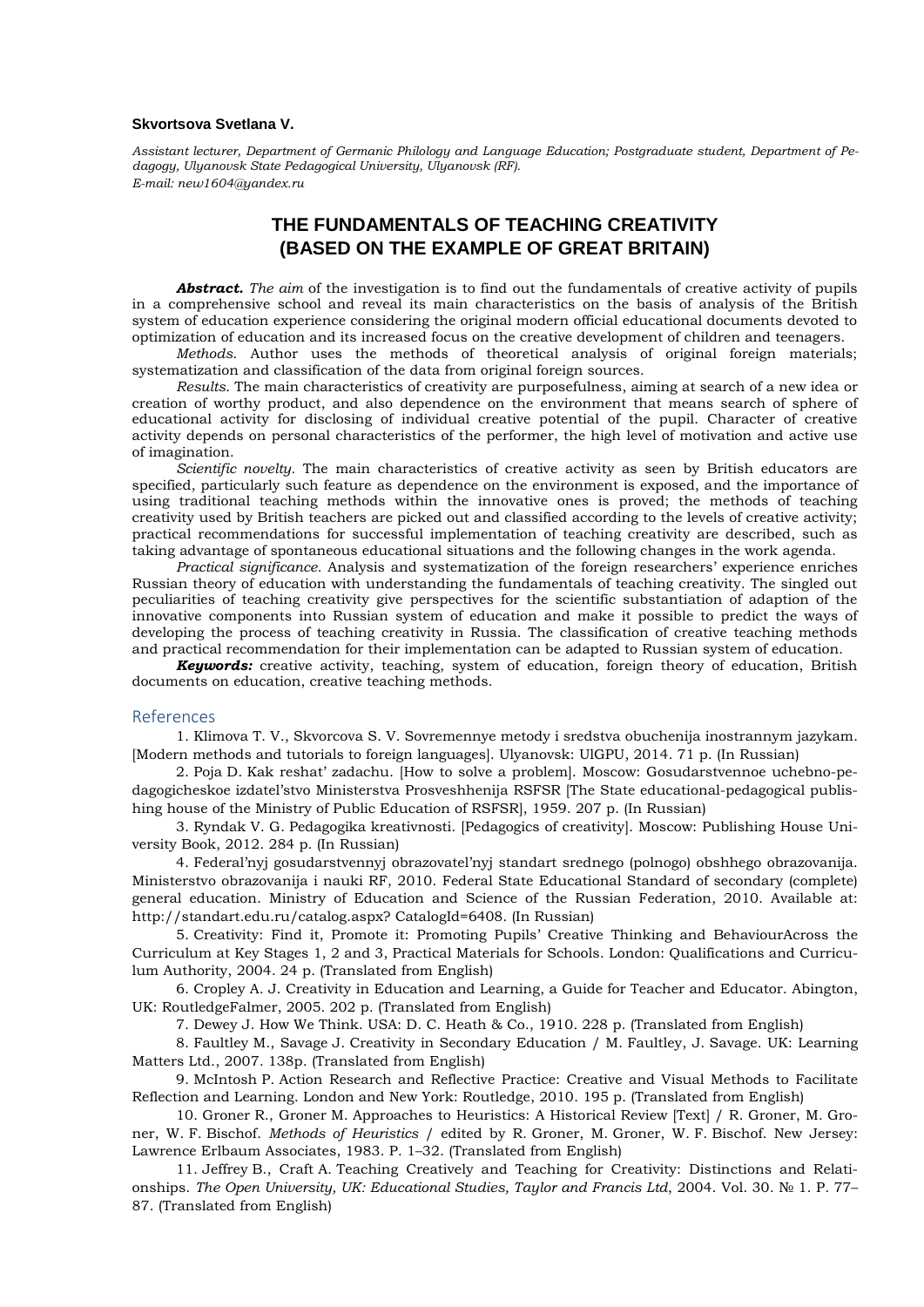**Skvortsova Svetlana V.**

*Assistant lecturer, Department of Germanic Philology and Language Education; Postgraduate student, Department of Pedagogy, Ulyanovsk State Pedagogical University, Ulyanovsk (RF).*
*E-mail: new1604@yandex.ru*

# THE FUNDAMENTALS OF TEACHING CREATIVITY (BASED ON THE EXAMPLE OF GREAT BRITAIN)

***Abstract.*** *The aim* of the investigation is to find out the fundamentals of creative activity of pupils in a comprehensive school and reveal its main characteristics on the basis of analysis of the British system of education experience considering the original modern official educational documents devoted to optimization of education and its increased focus on the creative development of children and teenagers.

*Methods.* Author uses the methods of theoretical analysis of original foreign materials; systematization and classification of the data from original foreign sources.

*Results.* The main characteristics of creativity are purposefulness, aiming at search of a new idea or creation of worthy product, and also dependence on the environment that means search of sphere of educational activity for disclosing of individual creative potential of the pupil. Character of creative activity depends on personal characteristics of the performer, the high level of motivation and active use of imagination.

*Scientific novelty.* The main characteristics of creative activity as seen by British educators are specified, particularly such feature as dependence on the environment is exposed, and the importance of using traditional teaching methods within the innovative ones is proved; the methods of teaching creativity used by British teachers are picked out and classified according to the levels of creative activity; practical recommendations for successful implementation of teaching creativity are described, such as taking advantage of spontaneous educational situations and the following changes in the work agenda.

*Practical significance.* Analysis and systematization of the foreign researchers' experience enriches Russian theory of education with understanding the fundamentals of teaching creativity. The singled out peculiarities of teaching creativity give perspectives for the scientific substantiation of adaption of the innovative components into Russian system of education and make it possible to predict the ways of developing the process of teaching creativity in Russia. The classification of creative teaching methods and practical recommendation for their implementation can be adapted to Russian system of education.

***Keywords:*** creative activity, teaching, system of education, foreign theory of education, British documents on education, creative teaching methods.

## References

1. Klimova T. V., Skvorcova S. V. Sovremennye metody i sredstva obuchenija inostrannym jazykam. [Modern methods and tutorials to foreign languages]. Ulyanovsk: UlGPU, 2014. 71 p. (In Russian)

2. Poja D. Kak reshat' zadachu. [How to solve a problem]. Moscow: Gosudarstvennoe uchebno-pedagogicheskoe izdatel'stvo Ministerstva Prosveshhenija RSFSR [The State educational-pedagogical publishing house of the Ministry of Public Education of RSFSR], 1959. 207 p. (In Russian)

3. Ryndak V. G. Pedagogika kreativnosti. [Pedagogics of creativity]. Moscow: Publishing House University Book, 2012. 284 p. (In Russian)

4. Federal'nyj gosudarstvennyj obrazovatel'nyj standart srednego (polnogo) obshhego obrazovanija. Ministerstvo obrazovanija i nauki RF, 2010. Federal State Educational Standard of secondary (complete) general education. Ministry of Education and Science of the Russian Federation, 2010. Available at: http://standart.edu.ru/catalog.aspx? CatalogId=6408. (In Russian)

5. Creativity: Find it, Promote it: Promoting Pupils' Creative Thinking and BehaviourAcross the Curriculum at Key Stages 1, 2 and 3, Practical Materials for Schools. London: Qualifications and Curriculum Authority, 2004. 24 p. (Translated from English)

6. Cropley A. J. Creativity in Education and Learning, a Guide for Teacher and Educator. Abington, UK: RoutledgeFalmer, 2005. 202 p. (Translated from English)

7. Dewey J. How We Think. USA: D. C. Heath & Co., 1910. 228 p. (Translated from English)

8. Faultley M., Savage J. Creativity in Secondary Education / M. Faultley, J. Savage. UK: Learning Matters Ltd., 2007. 138p. (Translated from English)

9. McIntosh P. Action Research and Reflective Practice: Creative and Visual Methods to Facilitate Reflection and Learning. London and New York: Routledge, 2010. 195 p. (Translated from English)

10. Groner R., Groner M. Approaches to Heuristics: A Historical Review [Text] / R. Groner, M. Groner, W. F. Bischof. *Methods of Heuristics* / edited by R. Groner, M. Groner, W. F. Bischof. New Jersey: Lawrence Erlbaum Associates, 1983. P. 1–32. (Translated from English)

11. Jeffrey B., Craft A. Teaching Creatively and Teaching for Creativity: Distinctions and Relationships. *The Open University, UK: Educational Studies, Taylor and Francis Ltd*, 2004. Vol. 30. № 1. P. 77–87. (Translated from English)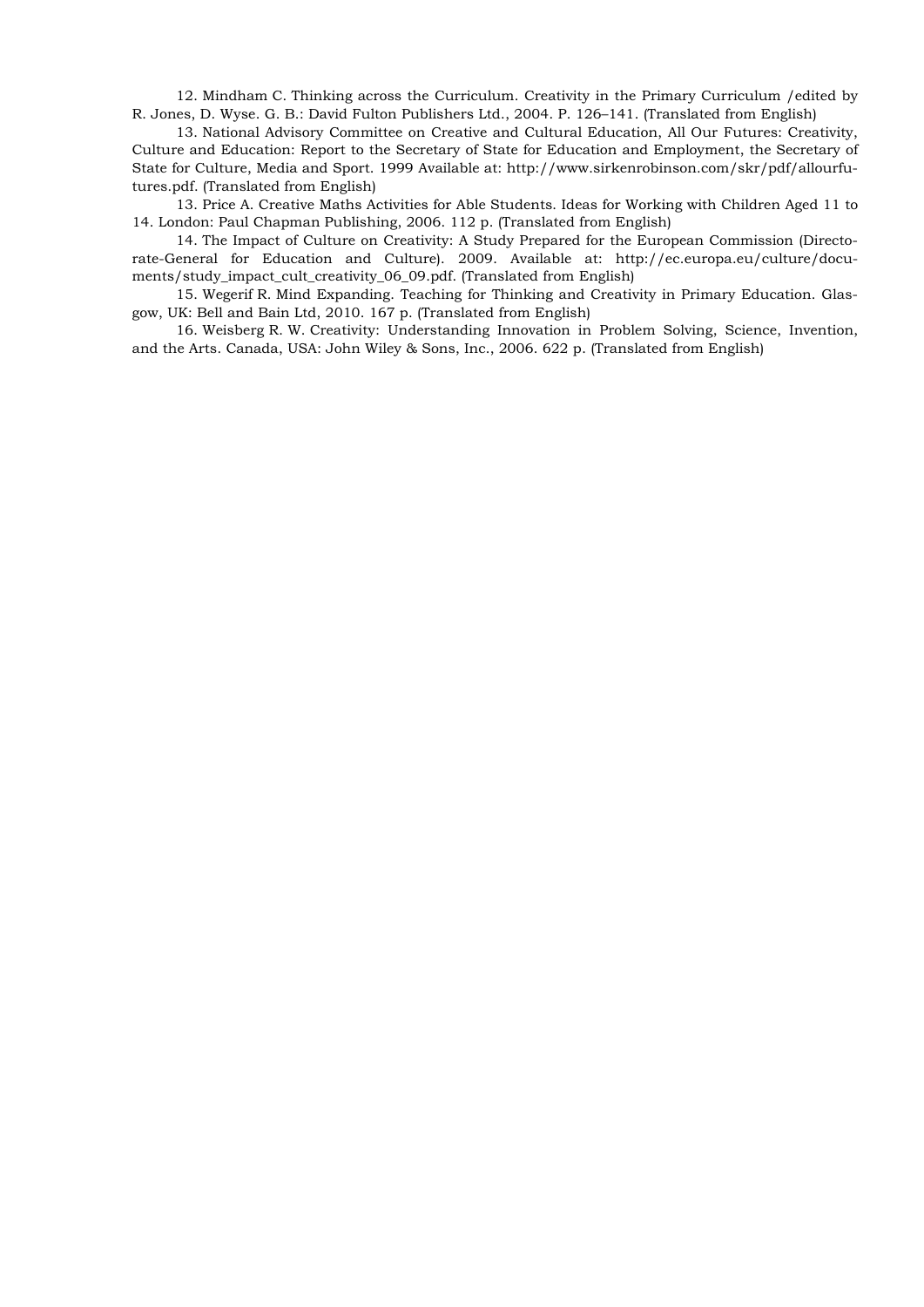12. Mindham C. Thinking across the Curriculum. Creativity in the Primary Curriculum /edited by R. Jones, D. Wyse. G. B.: David Fulton Publishers Ltd., 2004. P. 126–141. (Translated from English)

13. National Advisory Committee on Creative and Cultural Education, All Our Futures: Creativity, Culture and Education: Report to the Secretary of State for Education and Employment, the Secretary of State for Culture, Media and Sport. 1999 Available at: http://www.sirkenrobinson.com/skr/pdf/allourfutures.pdf. (Translated from English)

13. Price A. Creative Maths Activities for Able Students. Ideas for Working with Children Aged 11 to 14. London: Paul Chapman Publishing, 2006. 112 p. (Translated from English)

14. The Impact of Culture on Creativity: A Study Prepared for the European Commission (Directorate-General for Education and Culture). 2009. Available at: http://ec.europa.eu/culture/documents/study_impact_cult_creativity_06_09.pdf. (Translated from English)

15. Wegerif R. Mind Expanding. Teaching for Thinking and Creativity in Primary Education. Glasgow, UK: Bell and Bain Ltd, 2010. 167 p. (Translated from English)

16. Weisberg R. W. Creativity: Understanding Innovation in Problem Solving, Science, Invention, and the Arts. Canada, USA: John Wiley & Sons, Inc., 2006. 622 p. (Translated from English)